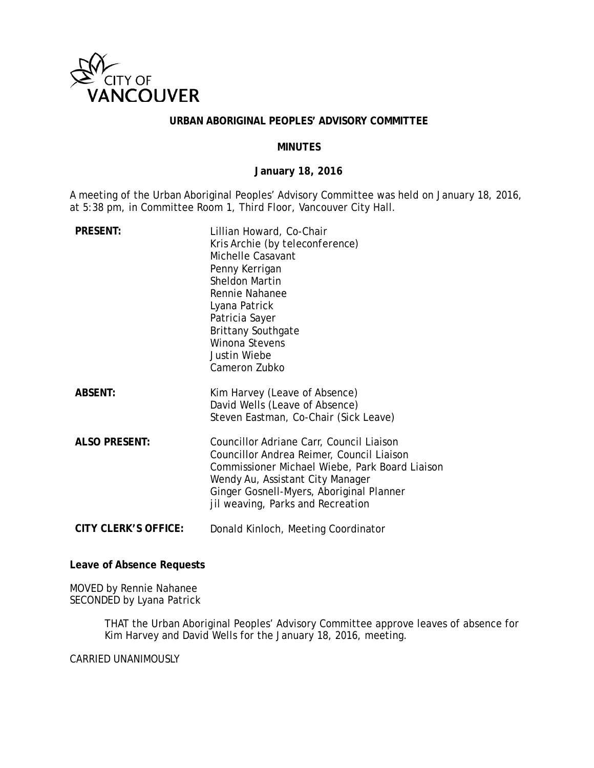CITY OF VANCOUVER

# URBAN ABORIGINAL PEOPLES' ADVISORY COMMITTEE

## MINUTES

### January 18, 2016

A meeting of the Urban Aboriginal Peoples' Advisory Committee was held on January 18, 2016, at 5:38 pm, in Committee Room 1, Third Floor, Vancouver City Hall.

| | |
|---|---|
| **PRESENT:** | Lillian Howard, Co-Chair<br>Kris Archie *(by teleconference)*<br>Michelle Casavant<br>Penny Kerrigan<br>Sheldon Martin<br>Rennie Nahanee<br>Lyana Patrick<br>Patricia Sayer<br>Brittany Southgate<br>Winona Stevens<br>Justin Wiebe<br>Cameron Zubko |
| **ABSENT:** | Kim Harvey (Leave of Absence)<br>David Wells (Leave of Absence)<br>Steven Eastman, Co-Chair (Sick Leave) |
| **ALSO PRESENT:** | Councillor Adriane Carr, Council Liaison<br>Councillor Andrea Reimer, Council Liaison<br>Commissioner Michael Wiebe, Park Board Liaison<br>Wendy Au, Assistant City Manager<br>Ginger Gosnell-Myers, Aboriginal Planner<br>jil weaving, Parks and Recreation |
| **CITY CLERK'S OFFICE:** | Donald Kinloch, Meeting Coordinator |

**Leave of Absence Requests**

MOVED by Rennie Nahanee
SECONDED by Lyana Patrick

> THAT the Urban Aboriginal Peoples' Advisory Committee approve leaves of absence for Kim Harvey and David Wells for the January 18, 2016, meeting.

CARRIED UNANIMOUSLY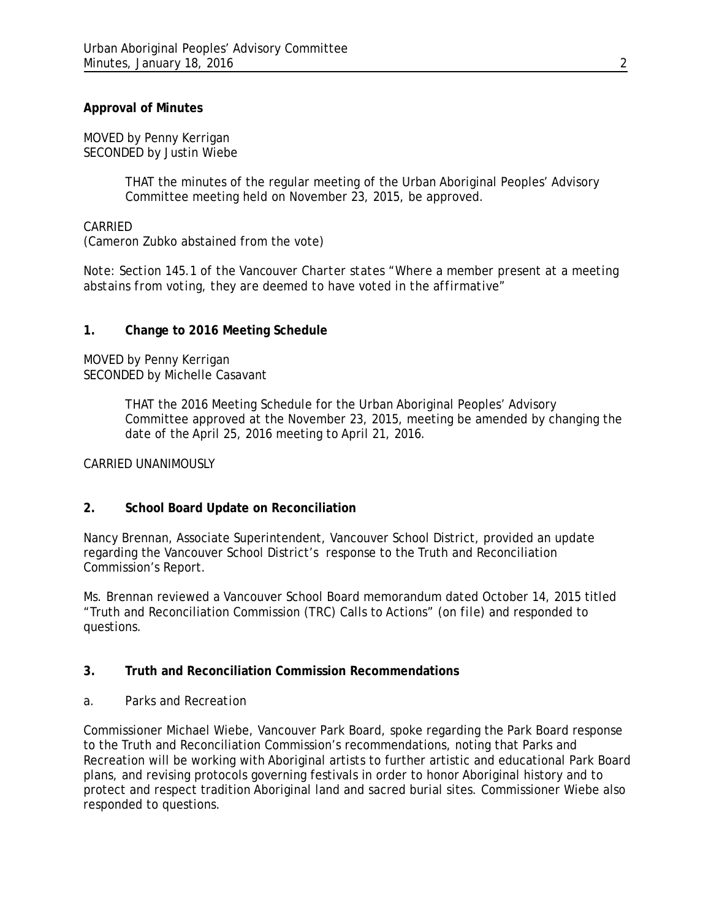**Approval of Minutes**

MOVED by Penny Kerrigan
SECONDED by Justin Wiebe

> THAT the minutes of the regular meeting of the Urban Aboriginal Peoples' Advisory Committee meeting held on November 23, 2015, be approved.

CARRIED
(Cameron Zubko abstained from the vote)

*Note: Section 145.1 of the Vancouver Charter states "Where a member present at a meeting abstains from voting, they are deemed to have voted in the affirmative"*

**1. Change to 2016 Meeting Schedule**

MOVED by Penny Kerrigan
SECONDED by Michelle Casavant

> THAT the 2016 Meeting Schedule for the Urban Aboriginal Peoples' Advisory Committee approved at the November 23, 2015, meeting be amended by changing the date of the April 25, 2016 meeting to April 21, 2016.

CARRIED UNANIMOUSLY

**2. School Board Update on Reconciliation**

Nancy Brennan, Associate Superintendent, Vancouver School District, provided an update regarding the Vancouver School District's response to the Truth and Reconciliation Commission's Report.

Ms. Brennan reviewed a Vancouver School Board memorandum dated October 14, 2015 titled "Truth and Reconciliation Commission (TRC) Calls to Actions" (on file) and responded to questions.

**3. Truth and Reconciliation Commission Recommendations**

*a. Parks and Recreation*

Commissioner Michael Wiebe, Vancouver Park Board, spoke regarding the Park Board response to the Truth and Reconciliation Commission's recommendations, noting that Parks and Recreation will be working with Aboriginal artists to further artistic and educational Park Board plans, and revising protocols governing festivals in order to honor Aboriginal history and to protect and respect tradition Aboriginal land and sacred burial sites. Commissioner Wiebe also responded to questions.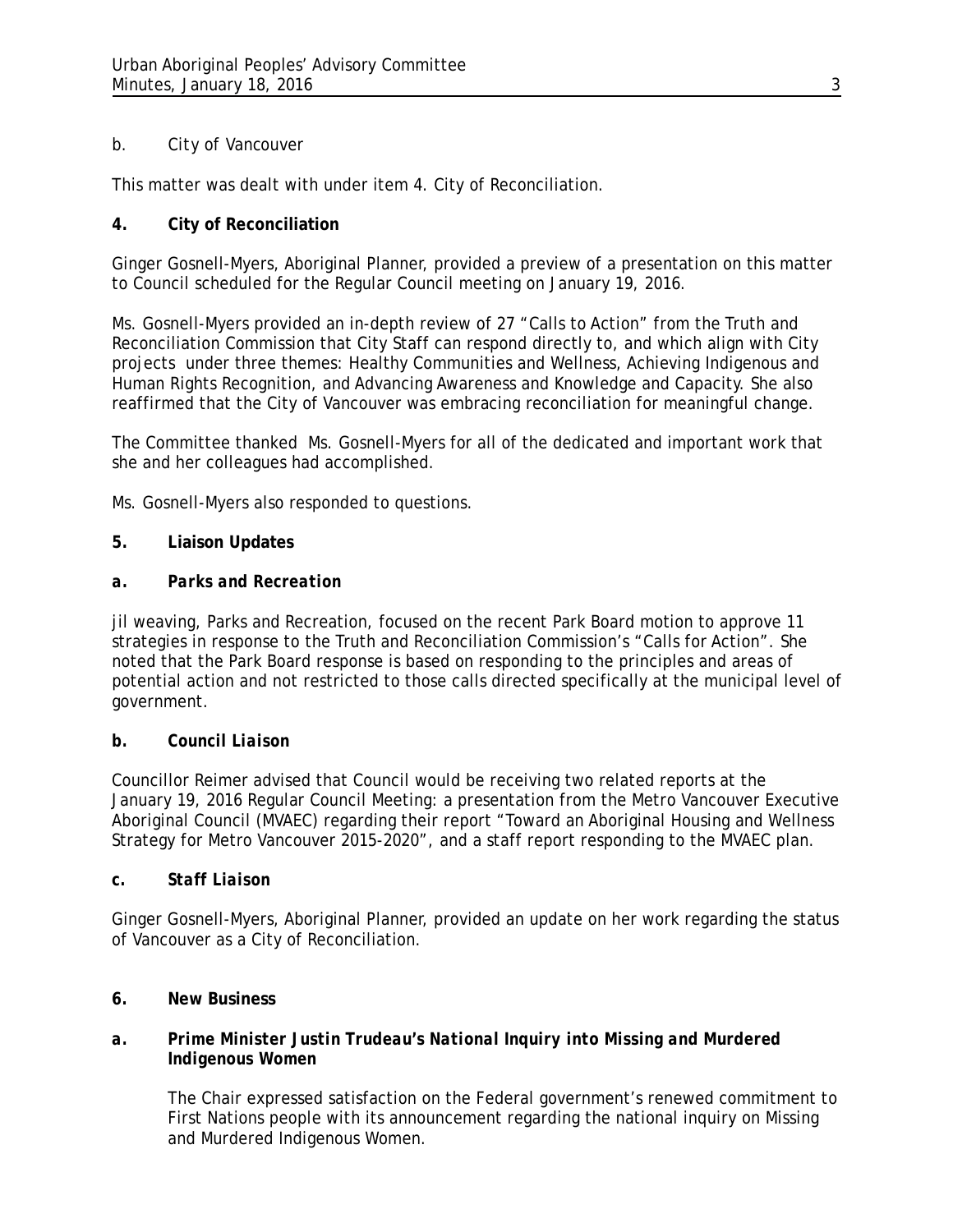b. City of Vancouver

This matter was dealt with under item 4. City of Reconciliation.

**4. City of Reconciliation**

Ginger Gosnell-Myers, Aboriginal Planner, provided a preview of a presentation on this matter to Council scheduled for the Regular Council meeting on January 19, 2016.

Ms. Gosnell-Myers provided an in-depth review of 27 "Calls to Action" from the Truth and Reconciliation Commission that City Staff can respond directly to, and which align with City projects under three themes: Healthy Communities and Wellness, Achieving Indigenous and Human Rights Recognition, and Advancing Awareness and Knowledge and Capacity. She also reaffirmed that the City of Vancouver was embracing reconciliation for meaningful change.

The Committee thanked Ms. Gosnell-Myers for all of the dedicated and important work that she and her colleagues had accomplished.

Ms. Gosnell-Myers also responded to questions.

**5. Liaison Updates**

***a. Parks and Recreation***

jil weaving, Parks and Recreation, focused on the recent Park Board motion to approve 11 strategies in response to the Truth and Reconciliation Commission's "Calls for Action". She noted that the Park Board response is based on responding to the principles and areas of potential action and not restricted to those calls directed specifically at the municipal level of government.

***b. Council Liaison***

Councillor Reimer advised that Council would be receiving two related reports at the January 19, 2016 Regular Council Meeting: a presentation from the Metro Vancouver Executive Aboriginal Council (MVAEC) regarding their report "Toward an Aboriginal Housing and Wellness Strategy for Metro Vancouver 2015-2020", and a staff report responding to the MVAEC plan.

***c. Staff Liaison***

Ginger Gosnell-Myers, Aboriginal Planner, provided an update on her work regarding the status of Vancouver as a City of Reconciliation.

**6. New Business**

***a. Prime Minister Justin Trudeau's National Inquiry into Missing and Murdered Indigenous Women***

The Chair expressed satisfaction on the Federal government's renewed commitment to First Nations people with its announcement regarding the national inquiry on Missing and Murdered Indigenous Women.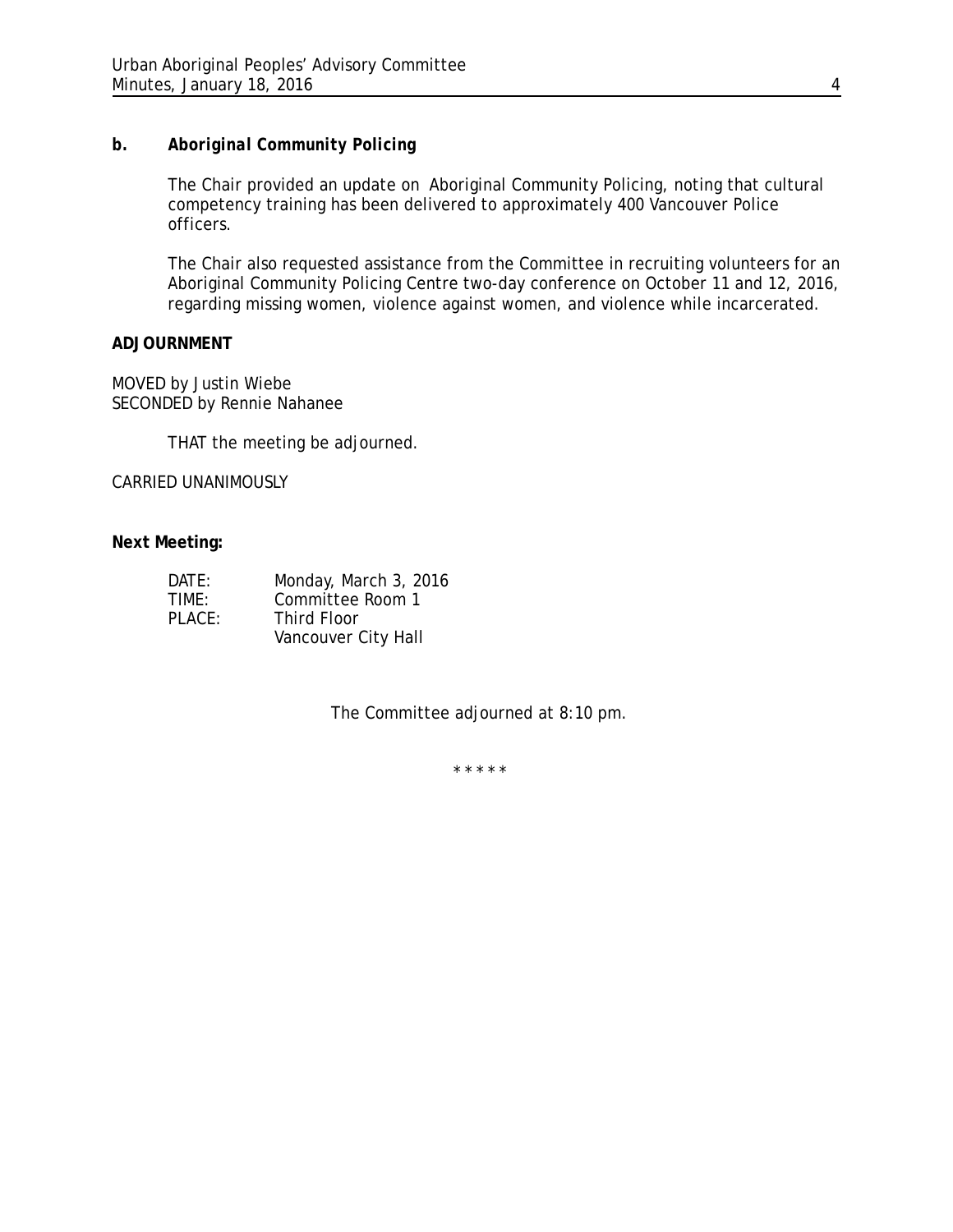**b. *Aboriginal Community Policing***

The Chair provided an update on Aboriginal Community Policing, noting that cultural competency training has been delivered to approximately 400 Vancouver Police officers.

The Chair also requested assistance from the Committee in recruiting volunteers for an Aboriginal Community Policing Centre two-day conference on October 11 and 12, 2016, regarding missing women, violence against women, and violence while incarcerated.

**ADJOURNMENT**

MOVED by Justin Wiebe
SECONDED by Rennie Nahanee

THAT the meeting be adjourned.

CARRIED UNANIMOUSLY

**Next Meeting:**

| | |
|---|---|
| DATE: | Monday, March 3, 2016 |
| TIME: | Committee Room 1 |
| PLACE: | Third Floor<br>Vancouver City Hall |

The Committee adjourned at 8:10 pm.

\* \* \* \* \*